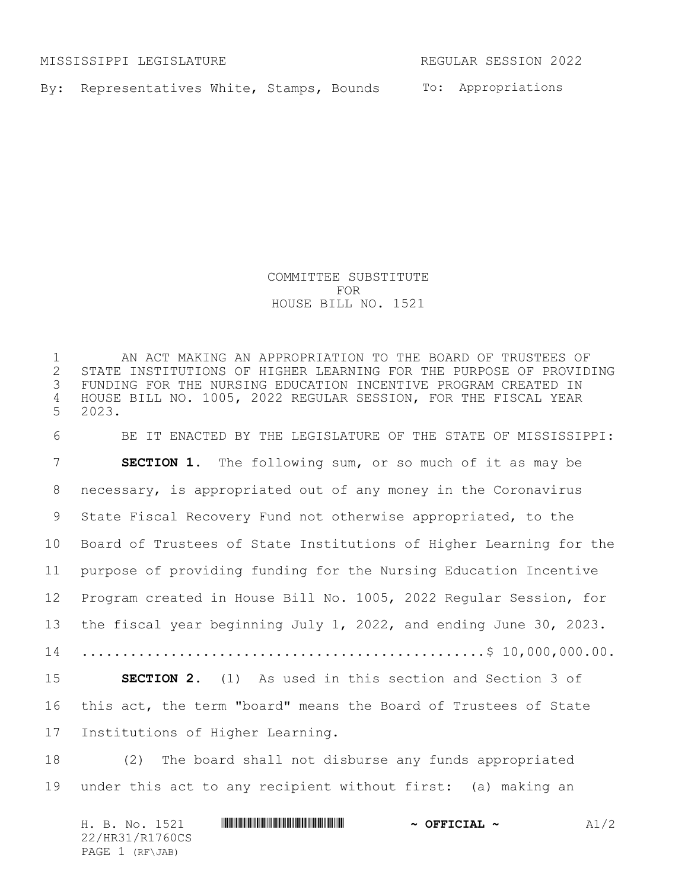MISSISSIPPI LEGISLATURE REGULAR SESSION 2022

By: Representatives White, Stamps, Bounds To: Appropriations

COMMITTEE SUBSTITUTE
FOR
HOUSE BILL NO. 1521

AN ACT MAKING AN APPROPRIATION TO THE BOARD OF TRUSTEES OF STATE INSTITUTIONS OF HIGHER LEARNING FOR THE PURPOSE OF PROVIDING FUNDING FOR THE NURSING EDUCATION INCENTIVE PROGRAM CREATED IN HOUSE BILL NO. 1005, 2022 REGULAR SESSION, FOR THE FISCAL YEAR 2023.

BE IT ENACTED BY THE LEGISLATURE OF THE STATE OF MISSISSIPPI:

**SECTION 1.** The following sum, or so much of it as may be necessary, is appropriated out of any money in the Coronavirus State Fiscal Recovery Fund not otherwise appropriated, to the Board of Trustees of State Institutions of Higher Learning for the purpose of providing funding for the Nursing Education Incentive Program created in House Bill No. 1005, 2022 Regular Session, for the fiscal year beginning July 1, 2022, and ending June 30, 2023.

.................................................$ 10,000,000.00.

**SECTION 2.** (1) As used in this section and Section 3 of this act, the term "board" means the Board of Trustees of State Institutions of Higher Learning.

(2) The board shall not disburse any funds appropriated under this act to any recipient without first: (a) making an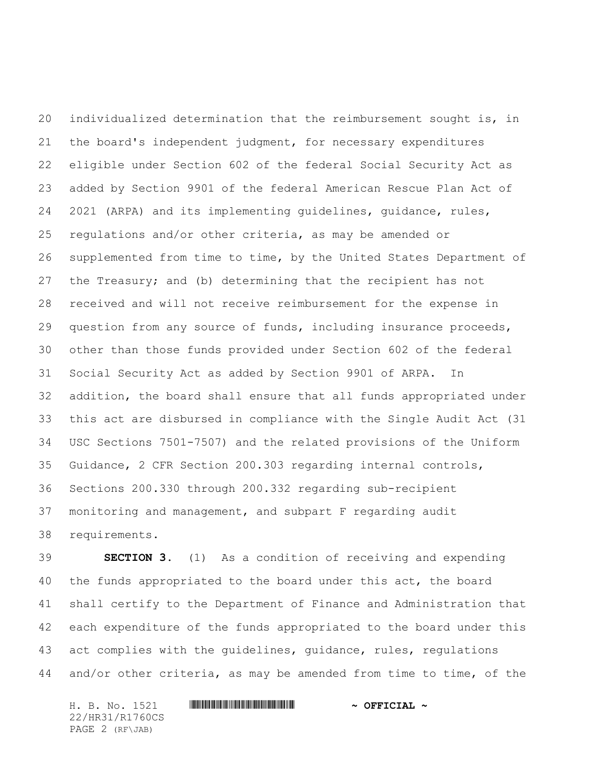individualized determination that the reimbursement sought is, in the board's independent judgment, for necessary expenditures eligible under Section 602 of the federal Social Security Act as added by Section 9901 of the federal American Rescue Plan Act of 2021 (ARPA) and its implementing guidelines, guidance, rules, regulations and/or other criteria, as may be amended or supplemented from time to time, by the United States Department of the Treasury; and (b) determining that the recipient has not received and will not receive reimbursement for the expense in question from any source of funds, including insurance proceeds, other than those funds provided under Section 602 of the federal Social Security Act as added by Section 9901 of ARPA. In addition, the board shall ensure that all funds appropriated under this act are disbursed in compliance with the Single Audit Act (31 USC Sections 7501-7507) and the related provisions of the Uniform Guidance, 2 CFR Section 200.303 regarding internal controls, Sections 200.330 through 200.332 regarding sub-recipient monitoring and management, and subpart F regarding audit requirements.

**SECTION 3.** (1) As a condition of receiving and expending the funds appropriated to the board under this act, the board shall certify to the Department of Finance and Administration that each expenditure of the funds appropriated to the board under this act complies with the guidelines, guidance, rules, regulations and/or other criteria, as may be amended from time to time, of the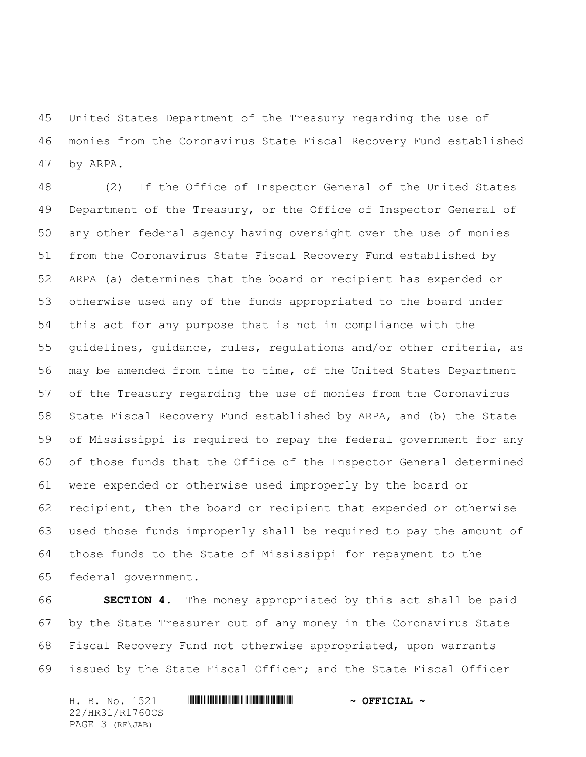United States Department of the Treasury regarding the use of monies from the Coronavirus State Fiscal Recovery Fund established by ARPA.

(2) If the Office of Inspector General of the United States Department of the Treasury, or the Office of Inspector General of any other federal agency having oversight over the use of monies from the Coronavirus State Fiscal Recovery Fund established by ARPA (a) determines that the board or recipient has expended or otherwise used any of the funds appropriated to the board under this act for any purpose that is not in compliance with the guidelines, guidance, rules, regulations and/or other criteria, as may be amended from time to time, of the United States Department of the Treasury regarding the use of monies from the Coronavirus State Fiscal Recovery Fund established by ARPA, and (b) the State of Mississippi is required to repay the federal government for any of those funds that the Office of the Inspector General determined were expended or otherwise used improperly by the board or recipient, then the board or recipient that expended or otherwise used those funds improperly shall be required to pay the amount of those funds to the State of Mississippi for repayment to the federal government.

**SECTION 4.** The money appropriated by this act shall be paid by the State Treasurer out of any money in the Coronavirus State Fiscal Recovery Fund not otherwise appropriated, upon warrants issued by the State Fiscal Officer; and the State Fiscal Officer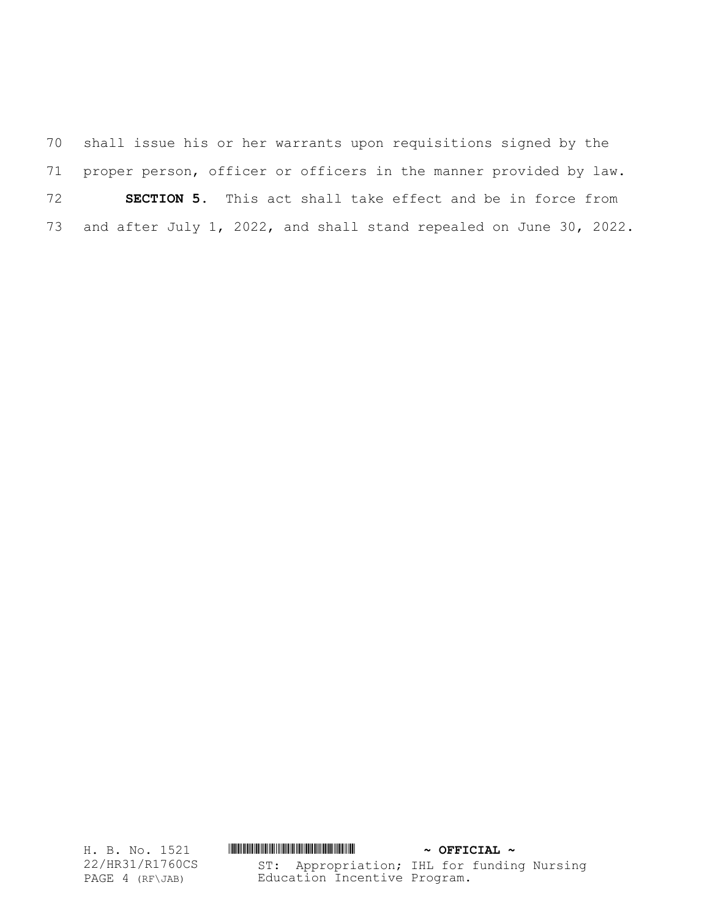shall issue his or her warrants upon requisitions signed by the proper person, officer or officers in the manner provided by law.

**SECTION 5.** This act shall take effect and be in force from and after July 1, 2022, and shall stand repealed on June 30, 2022.